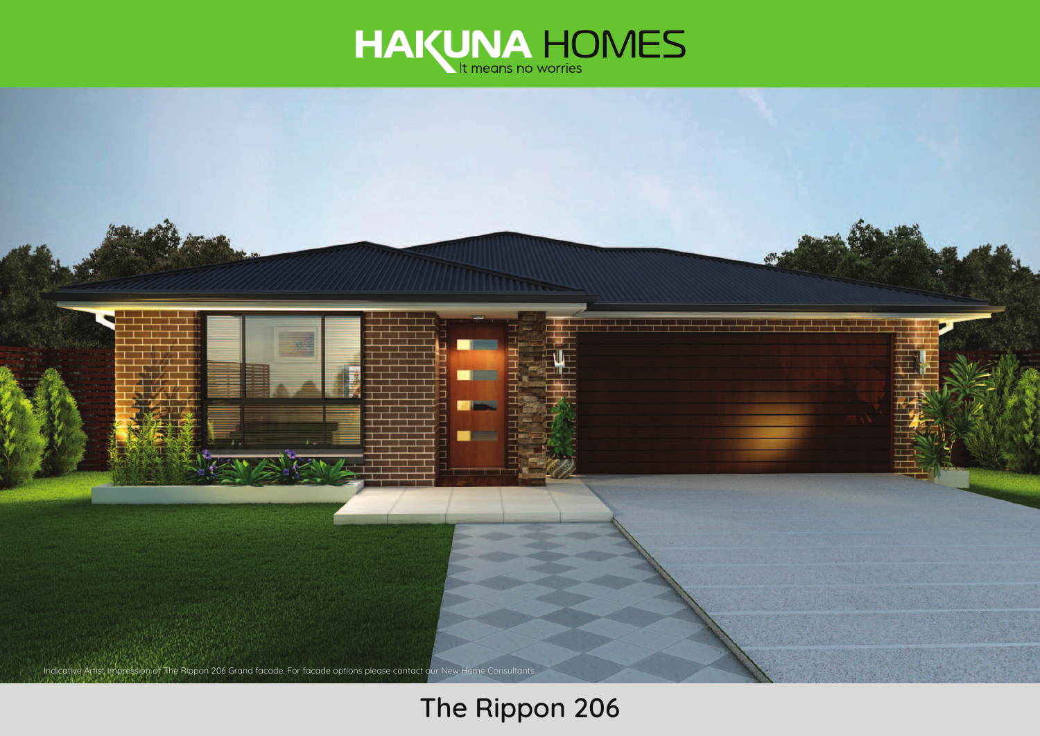HAKUNA HOMES

It means no worries

Indicative Artist Impression of The Rippon 206 Grand facade. For facade options please contact our New Home Consultants.

# The Rippon 206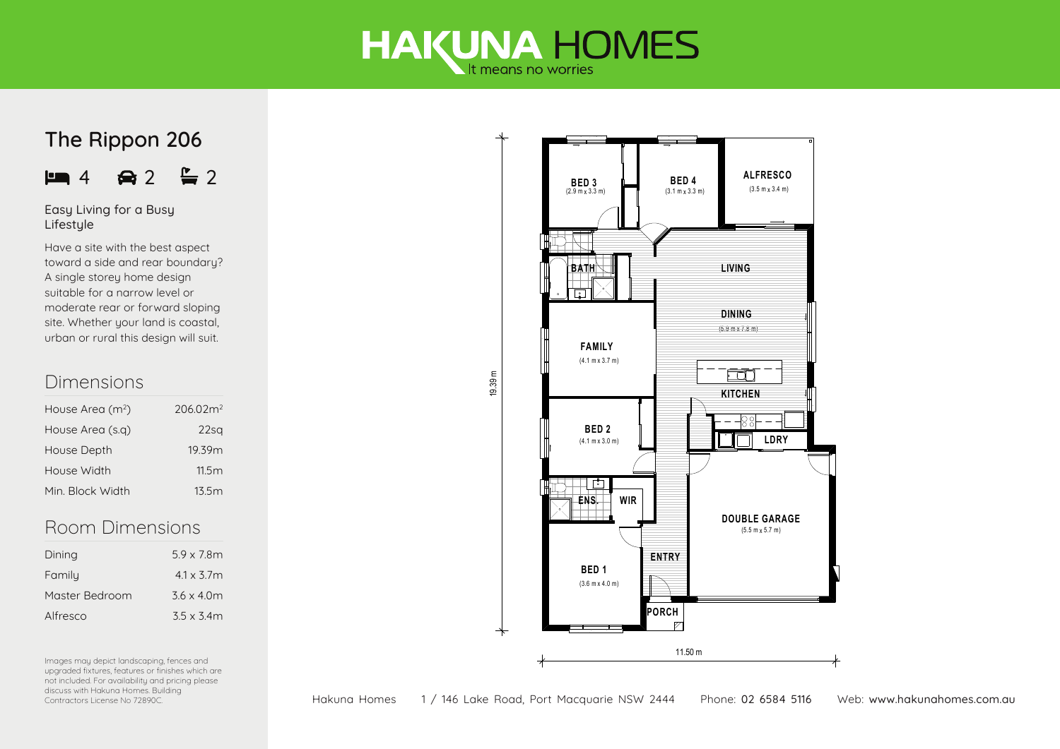# HAKUNA HOMES

It means no worries

## The Rippon 206

4 2 2

Easy Living for a Busy Lifestyle

Have a site with the best aspect toward a side and rear boundary? A single storey home design suitable for a narrow level or moderate rear or forward sloping site. Whether your land is coastal, urban or rural this design will suit.

## Dimensions

| | |
|---|---|
| House Area (m²) | 206.02m² |
| House Area (s.q) | 22sq |
| House Depth | 19.39m |
| House Width | 11.5m |
| Min. Block Width | 13.5m |

## Room Dimensions

| | |
|---|---|
| Dining | 5.9 x 7.8m |
| Family | 4.1 x 3.7m |
| Master Bedroom | 3.6 x 4.0m |
| Alfresco | 3.5 x 3.4m |

Images may depict landscaping, fences and upgraded fixtures, features or finishes which are not included. For availability and pricing please discuss with Hakuna Homes. Building Contractors License No 72890C.

BED 3
(2.9 m x 3.3 m)

BED 4
(3.1 m x 3.3 m)

ALFRESCO
(3.5 m x 3.4 m)

BATH

LIVING

DINING
(5.9 m x 7.8 m)

FAMILY
(4.1 m x 3.7 m)

KITCHEN

BED 2
(4.1 m x 3.0 m)

LDRY

ENS.

WIR

DOUBLE GARAGE
(5.5 m x 5.7 m)

ENTRY

BED 1
(3.6 m x 4.0 m)

PORCH

19.39 m

11.50 m

Hakuna Homes 1 / 146 Lake Road, Port Macquarie NSW 2444 Phone: 02 6584 5116 Web: www.hakunahomes.com.au